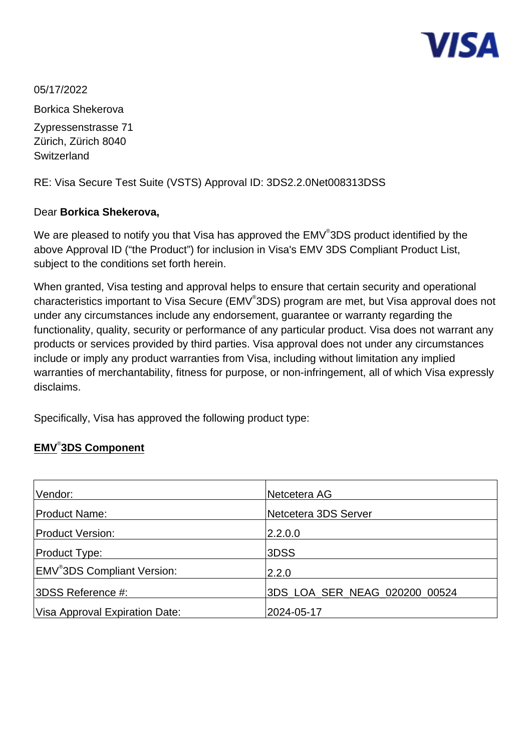VISA

05/17/2022

Borkica Shekerova

Zypressenstrasse 71
Zürich, Zürich 8040
Switzerland

RE: Visa Secure Test Suite (VSTS) Approval ID: 3DS2.2.0Net008313DSS

Dear **Borkica Shekerova,**

We are pleased to notify you that Visa has approved the EMV®3DS product identified by the above Approval ID ("the Product") for inclusion in Visa's EMV 3DS Compliant Product List, subject to the conditions set forth herein.

When granted, Visa testing and approval helps to ensure that certain security and operational characteristics important to Visa Secure (EMV®3DS) program are met, but Visa approval does not under any circumstances include any endorsement, guarantee or warranty regarding the functionality, quality, security or performance of any particular product. Visa does not warrant any products or services provided by third parties. Visa approval does not under any circumstances include or imply any product warranties from Visa, including without limitation any implied warranties of merchantability, fitness for purpose, or non-infringement, all of which Visa expressly disclaims.

Specifically, Visa has approved the following product type:

**EMV®3DS Component**

| | |
|---|---|
| Vendor: | Netcetera AG |
| Product Name: | Netcetera 3DS Server |
| Product Version: | 2.2.0.0 |
| Product Type: | 3DSS |
| EMV®3DS Compliant Version: | 2.2.0 |
| 3DSS Reference #: | 3DS_LOA_SER_NEAG_020200_00524 |
| Visa Approval Expiration Date: | 2024-05-17 |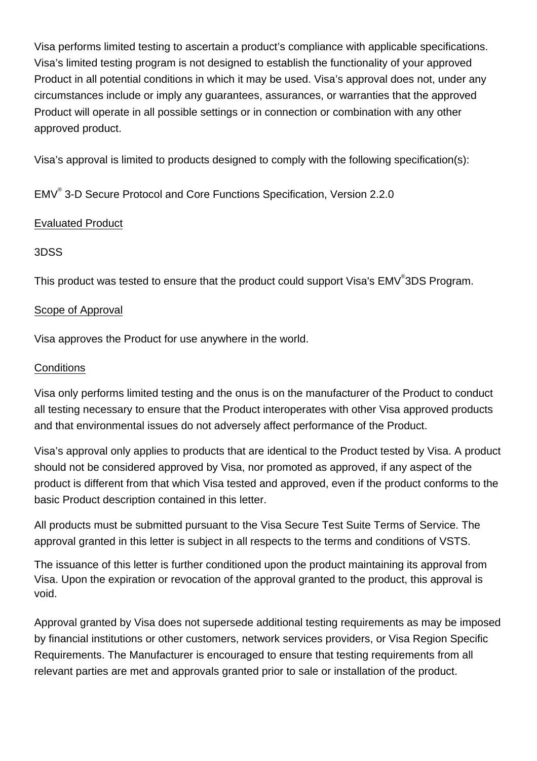Visa performs limited testing to ascertain a product's compliance with applicable specifications. Visa's limited testing program is not designed to establish the functionality of your approved Product in all potential conditions in which it may be used. Visa's approval does not, under any circumstances include or imply any guarantees, assurances, or warranties that the approved Product will operate in all possible settings or in connection or combination with any other approved product.

Visa's approval is limited to products designed to comply with the following specification(s):

EMV® 3-D Secure Protocol and Core Functions Specification, Version 2.2.0

Evaluated Product

3DSS

This product was tested to ensure that the product could support Visa's EMV®3DS Program.

Scope of Approval

Visa approves the Product for use anywhere in the world.

Conditions

Visa only performs limited testing and the onus is on the manufacturer of the Product to conduct all testing necessary to ensure that the Product interoperates with other Visa approved products and that environmental issues do not adversely affect performance of the Product.

Visa's approval only applies to products that are identical to the Product tested by Visa. A product should not be considered approved by Visa, nor promoted as approved, if any aspect of the product is different from that which Visa tested and approved, even if the product conforms to the basic Product description contained in this letter.

All products must be submitted pursuant to the Visa Secure Test Suite Terms of Service. The approval granted in this letter is subject in all respects to the terms and conditions of VSTS.

The issuance of this letter is further conditioned upon the product maintaining its approval from Visa. Upon the expiration or revocation of the approval granted to the product, this approval is void.

Approval granted by Visa does not supersede additional testing requirements as may be imposed by financial institutions or other customers, network services providers, or Visa Region Specific Requirements. The Manufacturer is encouraged to ensure that testing requirements from all relevant parties are met and approvals granted prior to sale or installation of the product.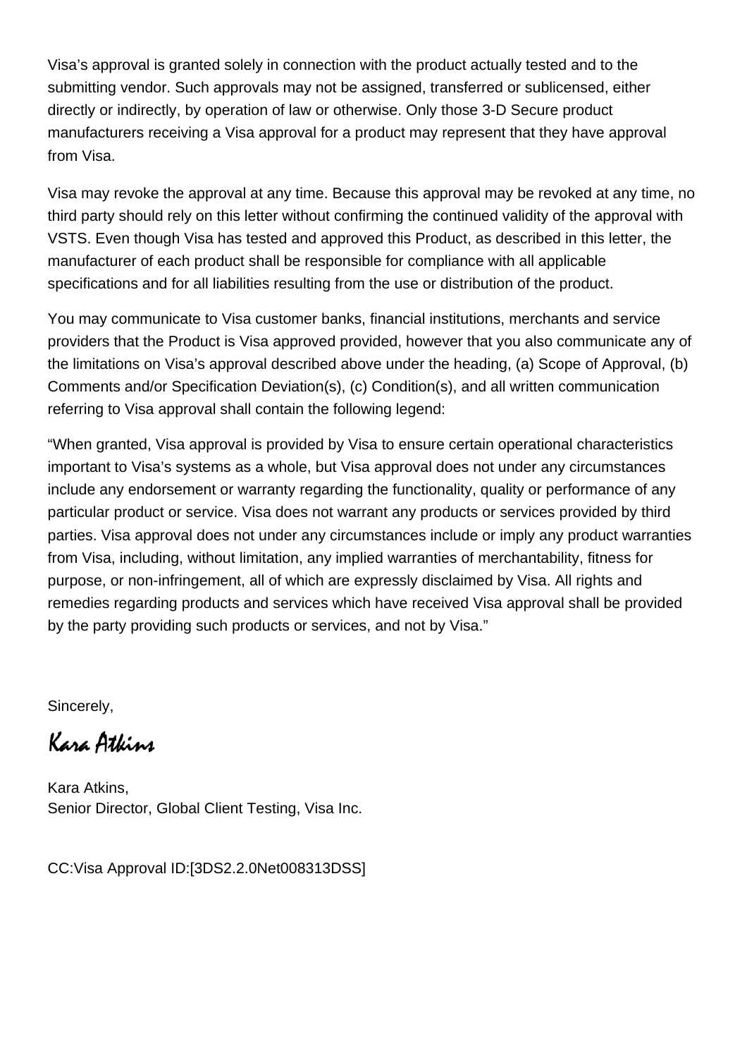Visa's approval is granted solely in connection with the product actually tested and to the submitting vendor. Such approvals may not be assigned, transferred or sublicensed, either directly or indirectly, by operation of law or otherwise. Only those 3-D Secure product manufacturers receiving a Visa approval for a product may represent that they have approval from Visa.

Visa may revoke the approval at any time. Because this approval may be revoked at any time, no third party should rely on this letter without confirming the continued validity of the approval with VSTS. Even though Visa has tested and approved this Product, as described in this letter, the manufacturer of each product shall be responsible for compliance with all applicable specifications and for all liabilities resulting from the use or distribution of the product.

You may communicate to Visa customer banks, financial institutions, merchants and service providers that the Product is Visa approved provided, however that you also communicate any of the limitations on Visa's approval described above under the heading, (a) Scope of Approval, (b) Comments and/or Specification Deviation(s), (c) Condition(s), and all written communication referring to Visa approval shall contain the following legend:

"When granted, Visa approval is provided by Visa to ensure certain operational characteristics important to Visa's systems as a whole, but Visa approval does not under any circumstances include any endorsement or warranty regarding the functionality, quality or performance of any particular product or service. Visa does not warrant any products or services provided by third parties. Visa approval does not under any circumstances include or imply any product warranties from Visa, including, without limitation, any implied warranties of merchantability, fitness for purpose, or non-infringement, all of which are expressly disclaimed by Visa. All rights and remedies regarding products and services which have received Visa approval shall be provided by the party providing such products or services, and not by Visa."

Sincerely,

*Kara Atkins*

Kara Atkins,
Senior Director, Global Client Testing, Visa Inc.

CC:Visa Approval ID:[3DS2.2.0Net008313DSS]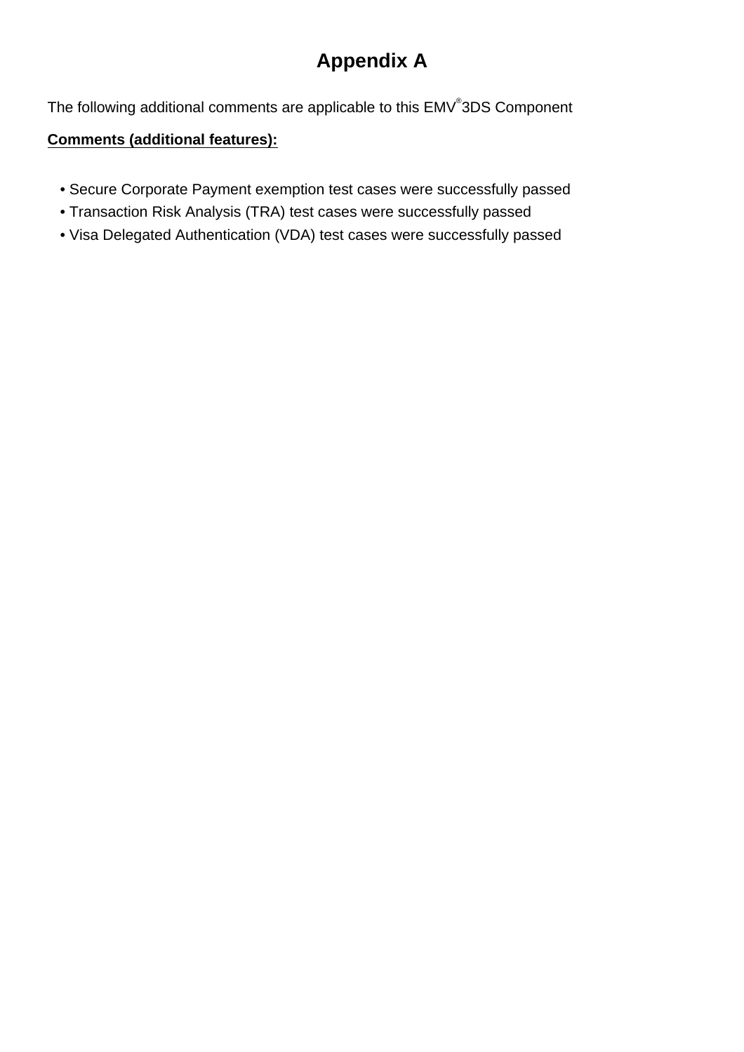# Appendix A

The following additional comments are applicable to this EMV® 3DS Component

**Comments (additional features):**

- Secure Corporate Payment exemption test cases were successfully passed
- Transaction Risk Analysis (TRA) test cases were successfully passed
- Visa Delegated Authentication (VDA) test cases were successfully passed